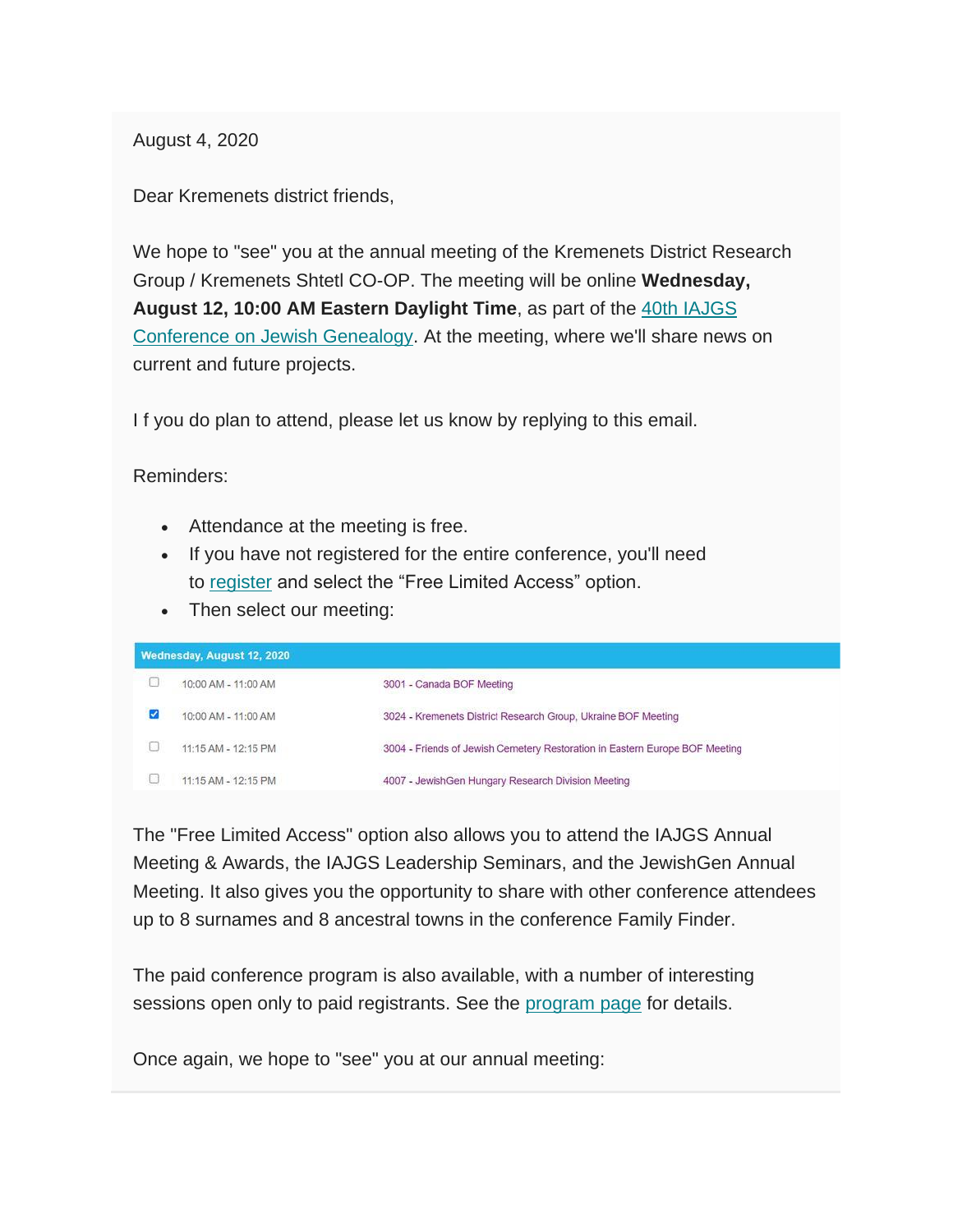August 4, 2020

Dear Kremenets district friends,

We hope to "see" you at the annual meeting of the Kremenets District Research Group / Kremenets Shtetl CO-OP. The meeting will be online **Wednesday, August 12, 10:00 AM Eastern Daylight Time**, as part of the 40th IAJGS Conference on Jewish Genealogy. At the meeting, where we'll share news on current and future projects.

I f you do plan to attend, please let us know by replying to this email.

Reminders:

- Attendance at the meeting is free.
- If you have not registered for the entire conference, you'll need to register and select the "Free Limited Access" option.
- Then select our meeting:

| Wednesday, August 12, 2020 | | |
|---|---|---|
| ☐ | 10:00 AM - 11:00 AM | 3001 - Canada BOF Meeting |
| ☑ | 10:00 AM - 11:00 AM | 3024 - Kremenets District Research Group, Ukraine BOF Meeting |
| ☐ | 11:15 AM - 12:15 PM | 3004 - Friends of Jewish Cemetery Restoration in Eastern Europe BOF Meeting |
| ☐ | 11:15 AM - 12:15 PM | 4007 - JewishGen Hungary Research Division Meeting |

The "Free Limited Access" option also allows you to attend the IAJGS Annual Meeting & Awards, the IAJGS Leadership Seminars, and the JewishGen Annual Meeting. It also gives you the opportunity to share with other conference attendees up to 8 surnames and 8 ancestral towns in the conference Family Finder.

The paid conference program is also available, with a number of interesting sessions open only to paid registrants. See the program page for details.

Once again, we hope to "see" you at our annual meeting: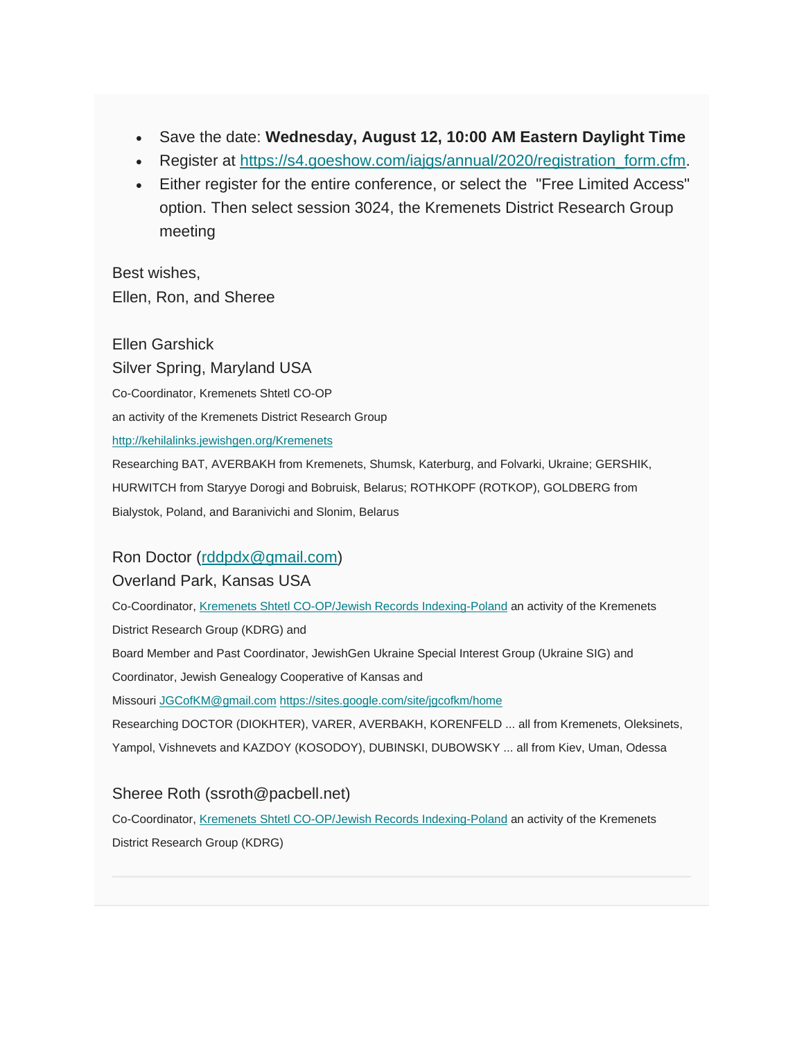- Save the date: **Wednesday, August 12, 10:00 AM Eastern Daylight Time**
- Register at [https://s4.goeshow.com/iajgs/annual/2020/registration_form.cfm](https://s4.goeshow.com/iajgs/annual/2020/registration_form.cfm).
- Either register for the entire conference, or select the "Free Limited Access" option. Then select session 3024, the Kremenets District Research Group meeting

Best wishes,
Ellen, Ron, and Sheree

Ellen Garshick
Silver Spring, Maryland USA
Co-Coordinator, Kremenets Shtetl CO-OP
an activity of the Kremenets District Research Group
[http://kehilalinks.jewishgen.org/Kremenets](http://kehilalinks.jewishgen.org/Kremenets)
Researching BAT, AVERBAKH from Kremenets, Shumsk, Katerburg, and Folvarki, Ukraine; GERSHIK, HURWITCH from Staryye Dorogi and Bobruisk, Belarus; ROTHKOPF (ROTKOP), GOLDBERG from Bialystok, Poland, and Baranivichi and Slonim, Belarus

Ron Doctor ([rddpdx@gmail.com](mailto:rddpdx@gmail.com))
Overland Park, Kansas USA
Co-Coordinator, Kremenets Shtetl CO-OP/Jewish Records Indexing-Poland an activity of the Kremenets District Research Group (KDRG) and
Board Member and Past Coordinator, JewishGen Ukraine Special Interest Group (Ukraine SIG) and
Coordinator, Jewish Genealogy Cooperative of Kansas and Missouri [JGCofKM@gmail.com](mailto:JGCofKM@gmail.com) [https://sites.google.com/site/jgcofkm/home](https://sites.google.com/site/jgcofkm/home)
Researching DOCTOR (DIOKHTER), VARER, AVERBAKH, KORENFELD ... all from Kremenets, Oleksinets, Yampol, Vishnevets and KAZDOY (KOSODOY), DUBINSKI, DUBOWSKY ... all from Kiev, Uman, Odessa

Sheree Roth (ssroth@pacbell.net)
Co-Coordinator, Kremenets Shtetl CO-OP/Jewish Records Indexing-Poland an activity of the Kremenets District Research Group (KDRG)